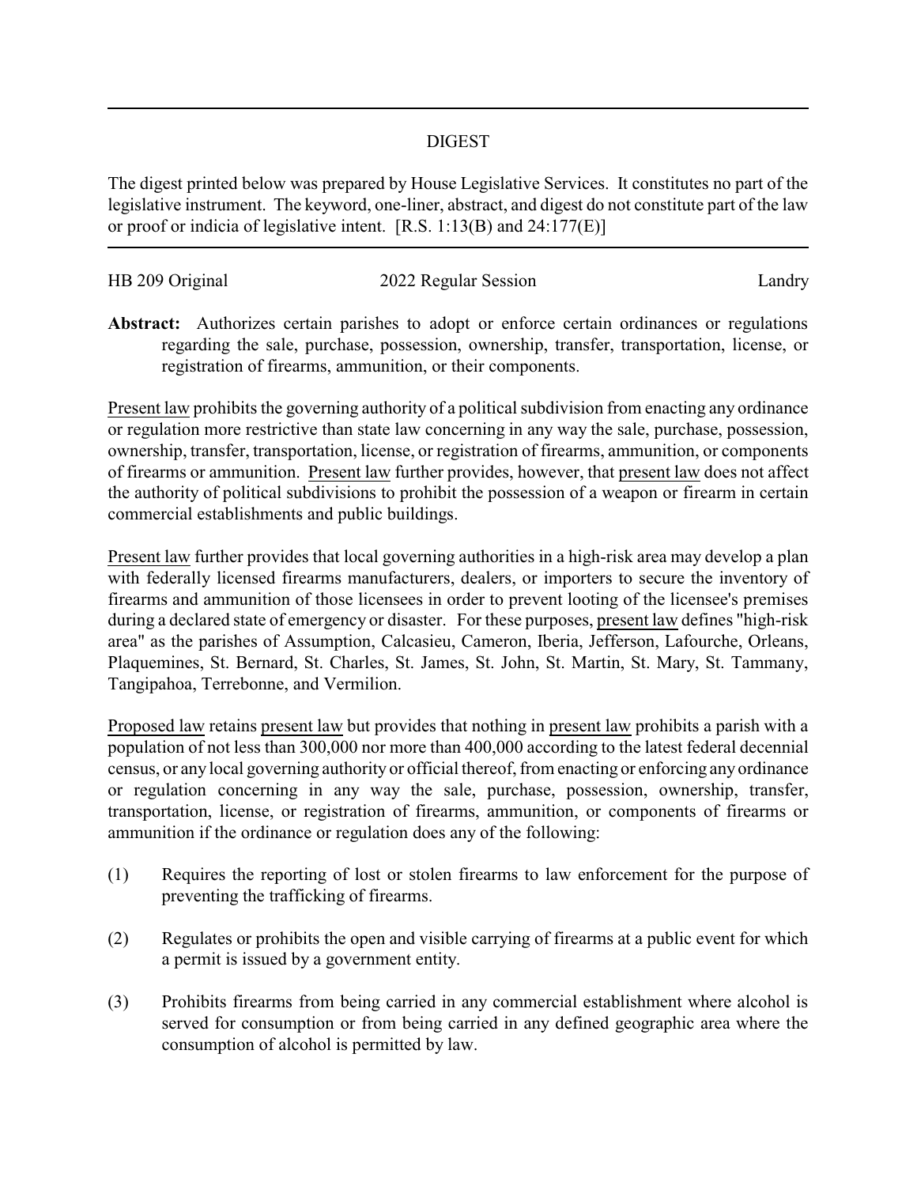# DIGEST

The digest printed below was prepared by House Legislative Services. It constitutes no part of the legislative instrument. The keyword, one-liner, abstract, and digest do not constitute part of the law or proof or indicia of legislative intent. [R.S. 1:13(B) and 24:177(E)]

---

HB 209 Original | 2022 Regular Session | Landry

**Abstract:** Authorizes certain parishes to adopt or enforce certain ordinances or regulations regarding the sale, purchase, possession, ownership, transfer, transportation, license, or registration of firearms, ammunition, or their components.

Present law prohibits the governing authority of a political subdivision from enacting any ordinance or regulation more restrictive than state law concerning in any way the sale, purchase, possession, ownership, transfer, transportation, license, or registration of firearms, ammunition, or components of firearms or ammunition. Present law further provides, however, that present law does not affect the authority of political subdivisions to prohibit the possession of a weapon or firearm in certain commercial establishments and public buildings.

Present law further provides that local governing authorities in a high-risk area may develop a plan with federally licensed firearms manufacturers, dealers, or importers to secure the inventory of firearms and ammunition of those licensees in order to prevent looting of the licensee's premises during a declared state of emergency or disaster. For these purposes, present law defines "high-risk area" as the parishes of Assumption, Calcasieu, Cameron, Iberia, Jefferson, Lafourche, Orleans, Plaquemines, St. Bernard, St. Charles, St. James, St. John, St. Martin, St. Mary, St. Tammany, Tangipahoa, Terrebonne, and Vermilion.

Proposed law retains present law but provides that nothing in present law prohibits a parish with a population of not less than 300,000 nor more than 400,000 according to the latest federal decennial census, or any local governing authority or official thereof, from enacting or enforcing any ordinance or regulation concerning in any way the sale, purchase, possession, ownership, transfer, transportation, license, or registration of firearms, ammunition, or components of firearms or ammunition if the ordinance or regulation does any of the following:

(1) Requires the reporting of lost or stolen firearms to law enforcement for the purpose of preventing the trafficking of firearms.

(2) Regulates or prohibits the open and visible carrying of firearms at a public event for which a permit is issued by a government entity.

(3) Prohibits firearms from being carried in any commercial establishment where alcohol is served for consumption or from being carried in any defined geographic area where the consumption of alcohol is permitted by law.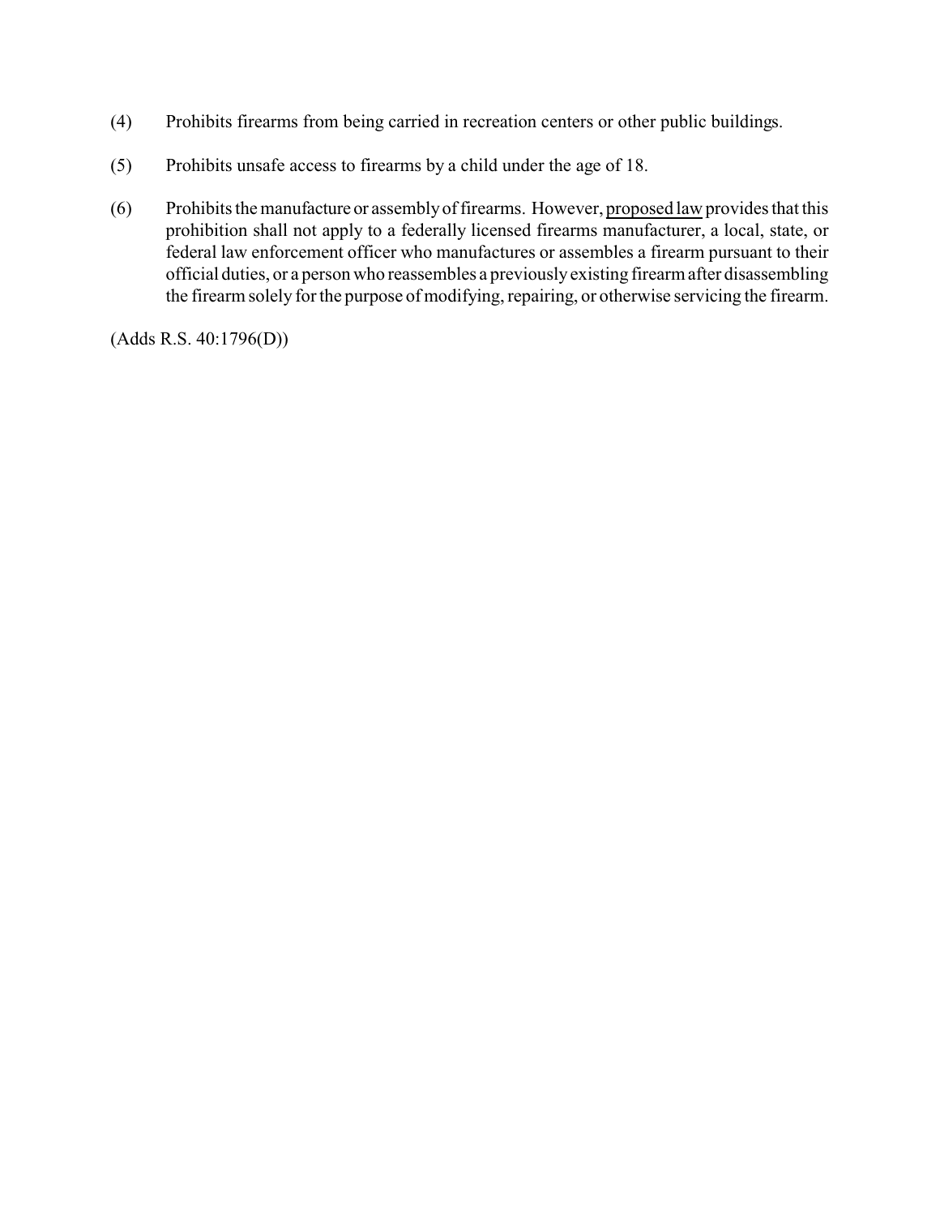(4) Prohibits firearms from being carried in recreation centers or other public buildings.

(5) Prohibits unsafe access to firearms by a child under the age of 18.

(6) Prohibits the manufacture or assembly of firearms. However, proposed law provides that this prohibition shall not apply to a federally licensed firearms manufacturer, a local, state, or federal law enforcement officer who manufactures or assembles a firearm pursuant to their official duties, or a person who reassembles a previously existing firearm after disassembling the firearm solely for the purpose of modifying, repairing, or otherwise servicing the firearm.

(Adds R.S. 40:1796(D))